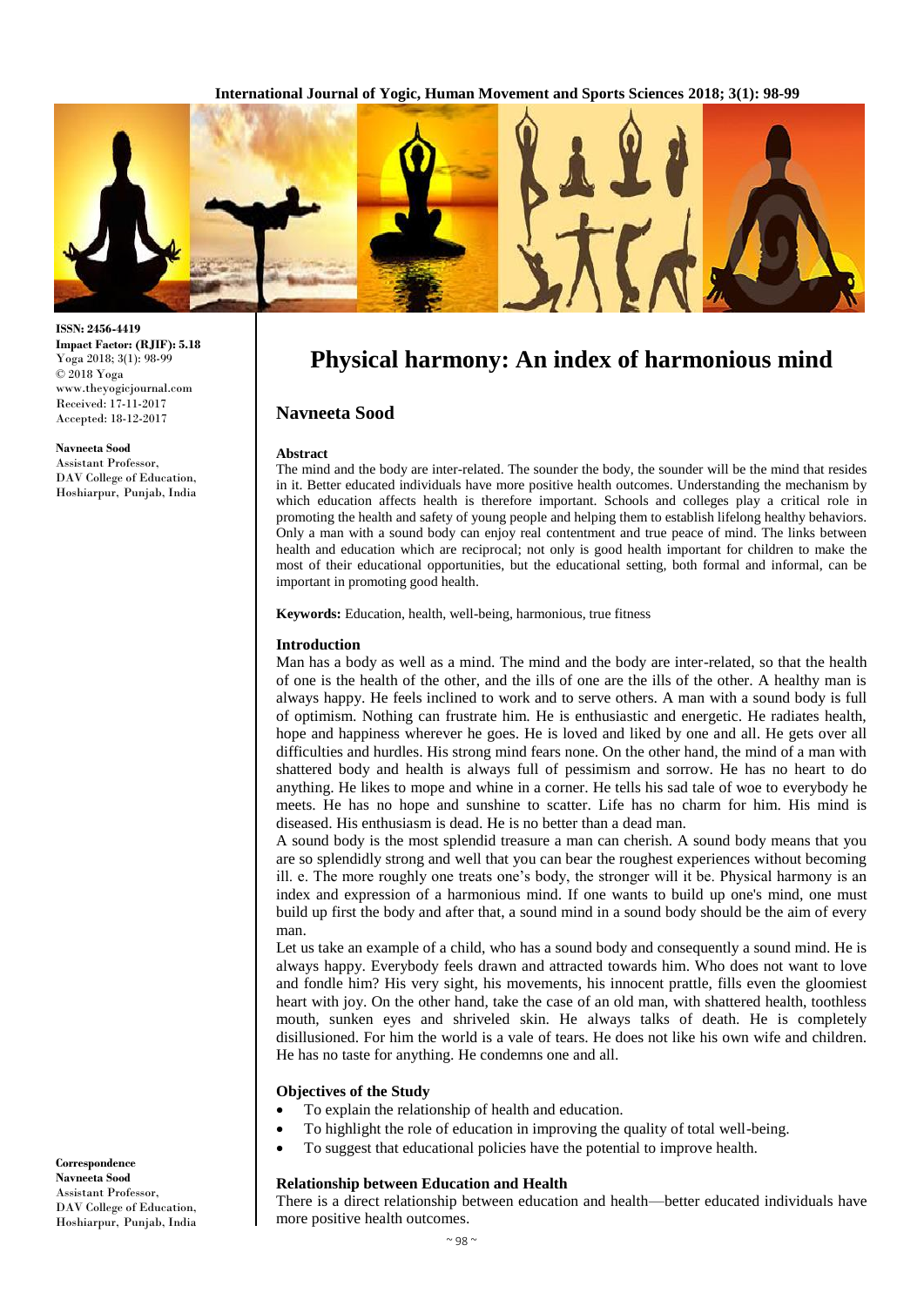ISSN: 2456-4419
Impact Factor: (RJIF): 5.18
Yoga 2018; 3(1): 98-99
© 2018 Yoga
www.theyogicjournal.com
Received: 17-11-2017
Accepted: 18-12-2017

**Navneeta Sood**
Assistant Professor,
DAV College of Education,
Hoshiarpur, Punjab, India

**Correspondence**
**Navneeta Sood**
Assistant Professor,
DAV College of Education,
Hoshiarpur, Punjab, India

# Physical harmony: An index of harmonious mind

## Navneeta Sood

### Abstract

The mind and the body are inter-related. The sounder the body, the sounder will be the mind that resides in it. Better educated individuals have more positive health outcomes. Understanding the mechanism by which education affects health is therefore important. Schools and colleges play a critical role in promoting the health and safety of young people and helping them to establish lifelong healthy behaviors. Only a man with a sound body can enjoy real contentment and true peace of mind. The links between health and education which are reciprocal; not only is good health important for children to make the most of their educational opportunities, but the educational setting, both formal and informal, can be important in promoting good health.

**Keywords:** Education, health, well-being, harmonious, true fitness

### Introduction

Man has a body as well as a mind. The mind and the body are inter-related, so that the health of one is the health of the other, and the ills of one are the ills of the other. A healthy man is always happy. He feels inclined to work and to serve others. A man with a sound body is full of optimism. Nothing can frustrate him. He is enthusiastic and energetic. He radiates health, hope and happiness wherever he goes. He is loved and liked by one and all. He gets over all difficulties and hurdles. His strong mind fears none. On the other hand, the mind of a man with shattered body and health is always full of pessimism and sorrow. He has no heart to do anything. He likes to mope and whine in a corner. He tells his sad tale of woe to everybody he meets. He has no hope and sunshine to scatter. Life has no charm for him. His mind is diseased. His enthusiasm is dead. He is no better than a dead man.

A sound body is the most splendid treasure a man can cherish. A sound body means that you are so splendidly strong and well that you can bear the roughest experiences without becoming ill. e. The more roughly one treats one's body, the stronger will it be. Physical harmony is an index and expression of a harmonious mind. If one wants to build up one's mind, one must build up first the body and after that, a sound mind in a sound body should be the aim of every man.

Let us take an example of a child, who has a sound body and consequently a sound mind. He is always happy. Everybody feels drawn and attracted towards him. Who does not want to love and fondle him? His very sight, his movements, his innocent prattle, fills even the gloomiest heart with joy. On the other hand, take the case of an old man, with shattered health, toothless mouth, sunken eyes and shriveled skin. He always talks of death. He is completely disillusioned. For him the world is a vale of tears. He does not like his own wife and children. He has no taste for anything. He condemns one and all.

### Objectives of the Study

- To explain the relationship of health and education.
- To highlight the role of education in improving the quality of total well-being.
- To suggest that educational policies have the potential to improve health.

### Relationship between Education and Health

There is a direct relationship between education and health—better educated individuals have more positive health outcomes.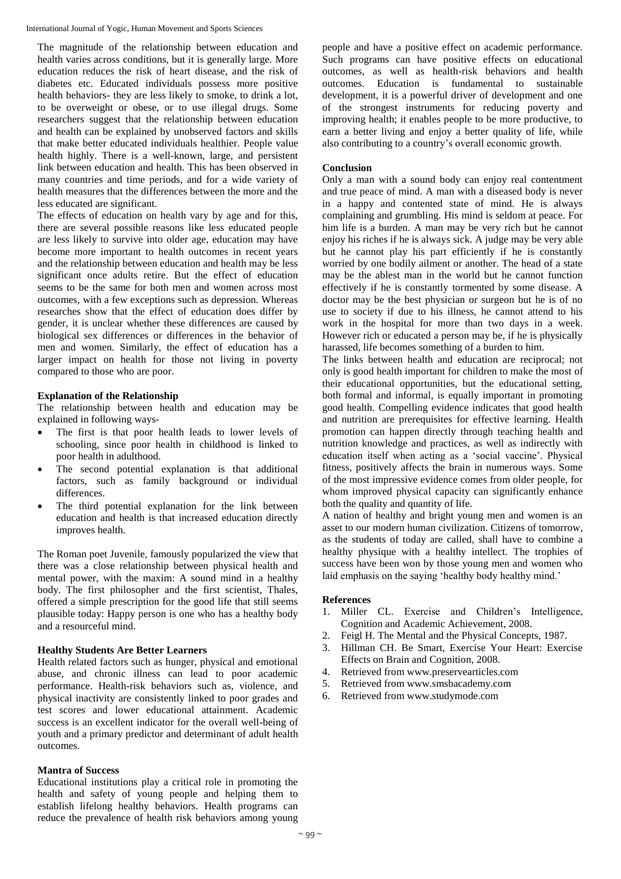The magnitude of the relationship between education and health varies across conditions, but it is generally large. More education reduces the risk of heart disease, and the risk of diabetes etc. Educated individuals possess more positive health behaviors- they are less likely to smoke, to drink a lot, to be overweight or obese, or to use illegal drugs. Some researchers suggest that the relationship between education and health can be explained by unobserved factors and skills that make better educated individuals healthier. People value health highly. There is a well-known, large, and persistent link between education and health. This has been observed in many countries and time periods, and for a wide variety of health measures that the differences between the more and the less educated are significant.

The effects of education on health vary by age and for this, there are several possible reasons like less educated people are less likely to survive into older age, education may have become more important to health outcomes in recent years and the relationship between education and health may be less significant once adults retire. But the effect of education seems to be the same for both men and women across most outcomes, with a few exceptions such as depression. Whereas researches show that the effect of education does differ by gender, it is unclear whether these differences are caused by biological sex differences or differences in the behavior of men and women. Similarly, the effect of education has a larger impact on health for those not living in poverty compared to those who are poor.

### Explanation of the Relationship

The relationship between health and education may be explained in following ways-

- The first is that poor health leads to lower levels of schooling, since poor health in childhood is linked to poor health in adulthood.
- The second potential explanation is that additional factors, such as family background or individual differences.
- The third potential explanation for the link between education and health is that increased education directly improves health.

The Roman poet Juvenile, famously popularized the view that there was a close relationship between physical health and mental power, with the maxim: A sound mind in a healthy body. The first philosopher and the first scientist, Thales, offered a simple prescription for the good life that still seems plausible today: Happy person is one who has a healthy body and a resourceful mind.

### Healthy Students Are Better Learners

Health related factors such as hunger, physical and emotional abuse, and chronic illness can lead to poor academic performance. Health-risk behaviors such as, violence, and physical inactivity are consistently linked to poor grades and test scores and lower educational attainment. Academic success is an excellent indicator for the overall well-being of youth and a primary predictor and determinant of adult health outcomes.

### Mantra of Success

Educational institutions play a critical role in promoting the health and safety of young people and helping them to establish lifelong healthy behaviors. Health programs can reduce the prevalence of health risk behaviors among young people and have a positive effect on academic performance. Such programs can have positive effects on educational outcomes, as well as health-risk behaviors and health outcomes. Education is fundamental to sustainable development, it is a powerful driver of development and one of the strongest instruments for reducing poverty and improving health; it enables people to be more productive, to earn a better living and enjoy a better quality of life, while also contributing to a country's overall economic growth.

### Conclusion

Only a man with a sound body can enjoy real contentment and true peace of mind. A man with a diseased body is never in a happy and contented state of mind. He is always complaining and grumbling. His mind is seldom at peace. For him life is a burden. A man may be very rich but he cannot enjoy his riches if he is always sick. A judge may be very able but he cannot play his part efficiently if he is constantly worried by one bodily ailment or another. The head of a state may be the ablest man in the world but he cannot function effectively if he is constantly tormented by some disease. A doctor may be the best physician or surgeon but he is of no use to society if due to his illness, he cannot attend to his work in the hospital for more than two days in a week. However rich or educated a person may be, if he is physically harassed, life becomes something of a burden to him.

The links between health and education are reciprocal; not only is good health important for children to make the most of their educational opportunities, but the educational setting, both formal and informal, is equally important in promoting good health. Compelling evidence indicates that good health and nutrition are prerequisites for effective learning. Health promotion can happen directly through teaching health and nutrition knowledge and practices, as well as indirectly with education itself when acting as a 'social vaccine'. Physical fitness, positively affects the brain in numerous ways. Some of the most impressive evidence comes from older people, for whom improved physical capacity can significantly enhance both the quality and quantity of life.

A nation of healthy and bright young men and women is an asset to our modern human civilization. Citizens of tomorrow, as the students of today are called, shall have to combine a healthy physique with a healthy intellect. The trophies of success have been won by those young men and women who laid emphasis on the saying 'healthy body healthy mind.'

### References

1. Miller CL. Exercise and Children's Intelligence, Cognition and Academic Achievement, 2008.
2. Feigl H. The Mental and the Physical Concepts, 1987.
3. Hillman CH. Be Smart, Exercise Your Heart: Exercise Effects on Brain and Cognition, 2008.
4. Retrieved from www.preservearticles.com
5. Retrieved from www.smsbacademy.com
6. Retrieved from www.studymode.com